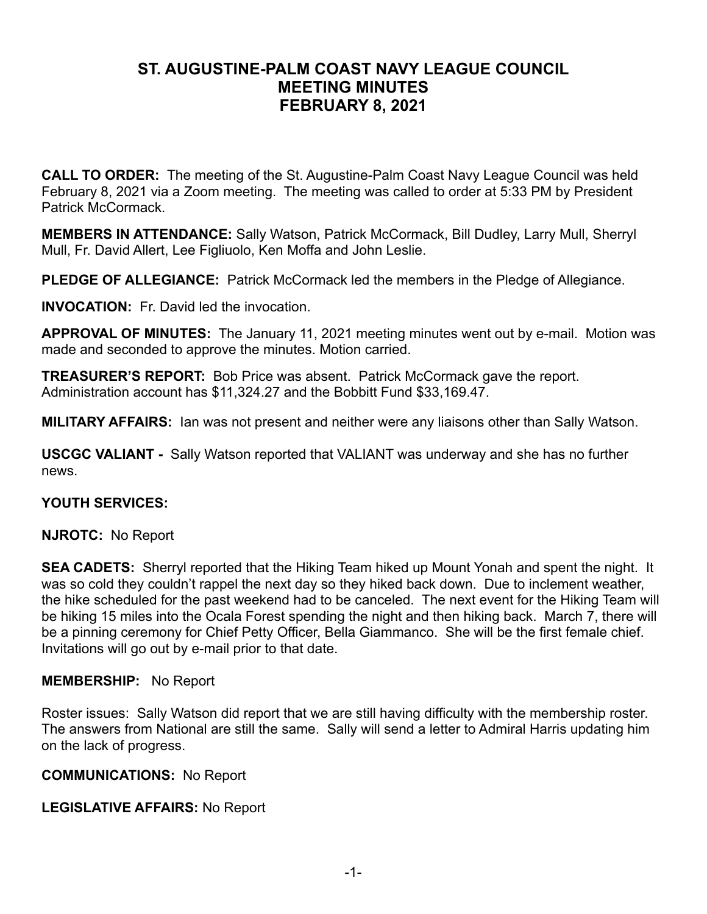# ST. AUGUSTINE-PALM COAST NAVY LEAGUE COUNCIL
# MEETING MINUTES
# FEBRUARY 8, 2021

**CALL TO ORDER:** The meeting of the St. Augustine-Palm Coast Navy League Council was held February 8, 2021 via a Zoom meeting. The meeting was called to order at 5:33 PM by President Patrick McCormack.

**MEMBERS IN ATTENDANCE:** Sally Watson, Patrick McCormack, Bill Dudley, Larry Mull, Sherryl Mull, Fr. David Allert, Lee Figliuolo, Ken Moffa and John Leslie.

**PLEDGE OF ALLEGIANCE:** Patrick McCormack led the members in the Pledge of Allegiance.

**INVOCATION:** Fr. David led the invocation.

**APPROVAL OF MINUTES:** The January 11, 2021 meeting minutes went out by e-mail. Motion was made and seconded to approve the minutes. Motion carried.

**TREASURER'S REPORT:** Bob Price was absent. Patrick McCormack gave the report. Administration account has $11,324.27 and the Bobbitt Fund $33,169.47.

**MILITARY AFFAIRS:** Ian was not present and neither were any liaisons other than Sally Watson.

**USCGC VALIANT -** Sally Watson reported that VALIANT was underway and she has no further news.

**YOUTH SERVICES:**

**NJROTC:** No Report

**SEA CADETS:** Sherryl reported that the Hiking Team hiked up Mount Yonah and spent the night. It was so cold they couldn't rappel the next day so they hiked back down. Due to inclement weather, the hike scheduled for the past weekend had to be canceled. The next event for the Hiking Team will be hiking 15 miles into the Ocala Forest spending the night and then hiking back. March 7, there will be a pinning ceremony for Chief Petty Officer, Bella Giammanco. She will be the first female chief. Invitations will go out by e-mail prior to that date.

**MEMBERSHIP:** No Report

Roster issues: Sally Watson did report that we are still having difficulty with the membership roster. The answers from National are still the same. Sally will send a letter to Admiral Harris updating him on the lack of progress.

**COMMUNICATIONS:** No Report

**LEGISLATIVE AFFAIRS:** No Report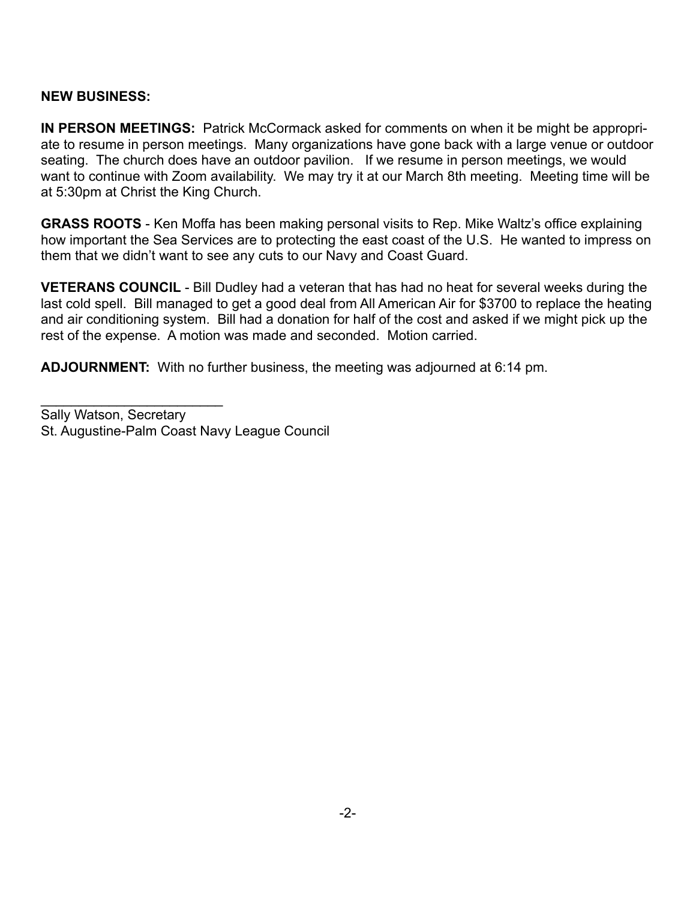**NEW BUSINESS:**

**IN PERSON MEETINGS:** Patrick McCormack asked for comments on when it be might be appropriate to resume in person meetings. Many organizations have gone back with a large venue or outdoor seating. The church does have an outdoor pavilion. If we resume in person meetings, we would want to continue with Zoom availability. We may try it at our March 8th meeting. Meeting time will be at 5:30pm at Christ the King Church.

**GRASS ROOTS** - Ken Moffa has been making personal visits to Rep. Mike Waltz's office explaining how important the Sea Services are to protecting the east coast of the U.S. He wanted to impress on them that we didn't want to see any cuts to our Navy and Coast Guard.

**VETERANS COUNCIL** - Bill Dudley had a veteran that has had no heat for several weeks during the last cold spell. Bill managed to get a good deal from All American Air for $3700 to replace the heating and air conditioning system. Bill had a donation for half of the cost and asked if we might pick up the rest of the expense. A motion was made and seconded. Motion carried.

**ADJOURNMENT:** With no further business, the meeting was adjourned at 6:14 pm.

________________________

Sally Watson, Secretary
St. Augustine-Palm Coast Navy League Council